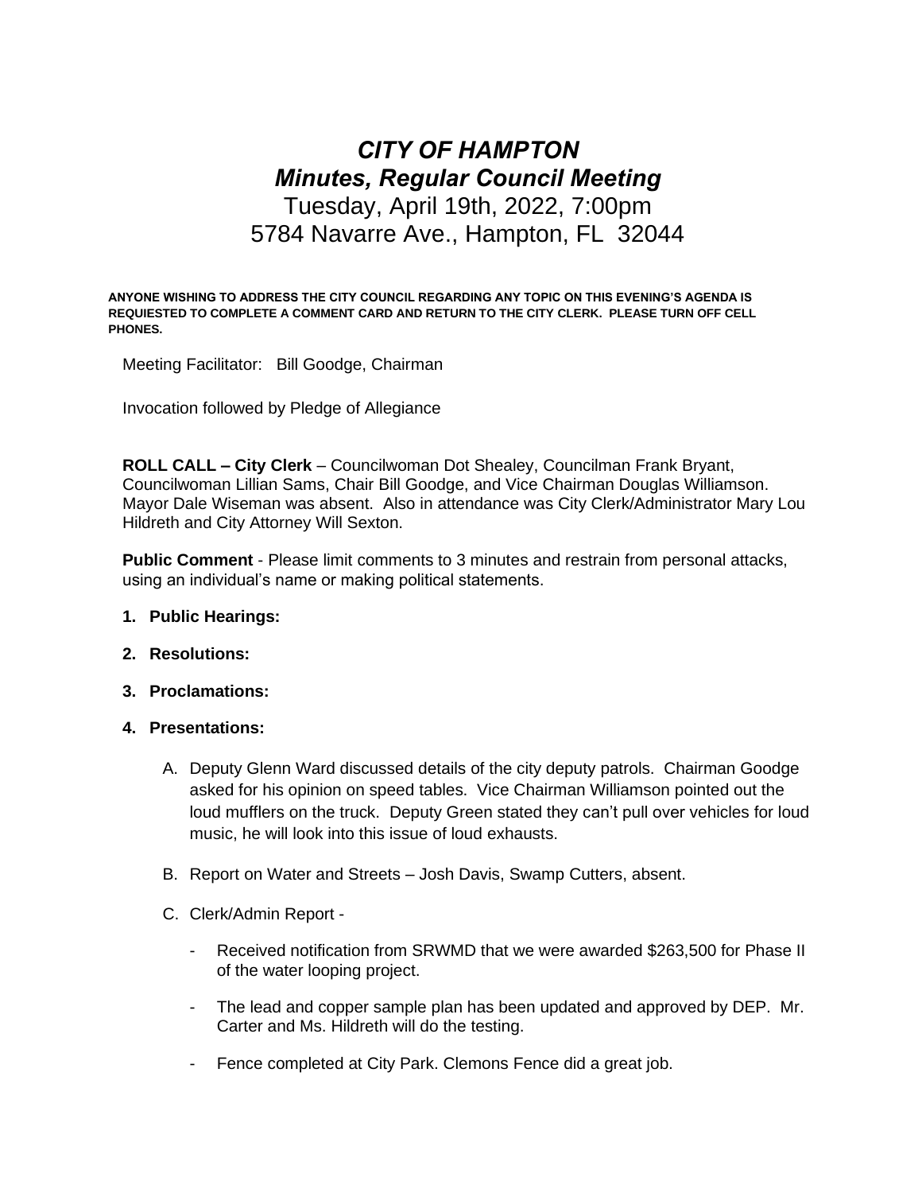# *CITY OF HAMPTON*
## *Minutes, Regular Council Meeting*
### Tuesday, April 19th, 2022, 7:00pm
### 5784 Navarre Ave., Hampton, FL 32044

**ANYONE WISHING TO ADDRESS THE CITY COUNCIL REGARDING ANY TOPIC ON THIS EVENING'S AGENDA IS REQUIESTED TO COMPLETE A COMMENT CARD AND RETURN TO THE CITY CLERK. PLEASE TURN OFF CELL PHONES.**

Meeting Facilitator: Bill Goodge, Chairman

Invocation followed by Pledge of Allegiance

**ROLL CALL – City Clerk** – Councilwoman Dot Shealey, Councilman Frank Bryant, Councilwoman Lillian Sams, Chair Bill Goodge, and Vice Chairman Douglas Williamson. Mayor Dale Wiseman was absent. Also in attendance was City Clerk/Administrator Mary Lou Hildreth and City Attorney Will Sexton.

**Public Comment** - Please limit comments to 3 minutes and restrain from personal attacks, using an individual's name or making political statements.

1. **Public Hearings:**
2. **Resolutions:**
3. **Proclamations:**
4. **Presentations:**

   A. Deputy Glenn Ward discussed details of the city deputy patrols. Chairman Goodge asked for his opinion on speed tables. Vice Chairman Williamson pointed out the loud mufflers on the truck. Deputy Green stated they can't pull over vehicles for loud music, he will look into this issue of loud exhausts.

   B. Report on Water and Streets – Josh Davis, Swamp Cutters, absent.

   C. Clerk/Admin Report -

      - Received notification from SRWMD that we were awarded $263,500 for Phase II of the water looping project.
      - The lead and copper sample plan has been updated and approved by DEP. Mr. Carter and Ms. Hildreth will do the testing.
      - Fence completed at City Park. Clemons Fence did a great job.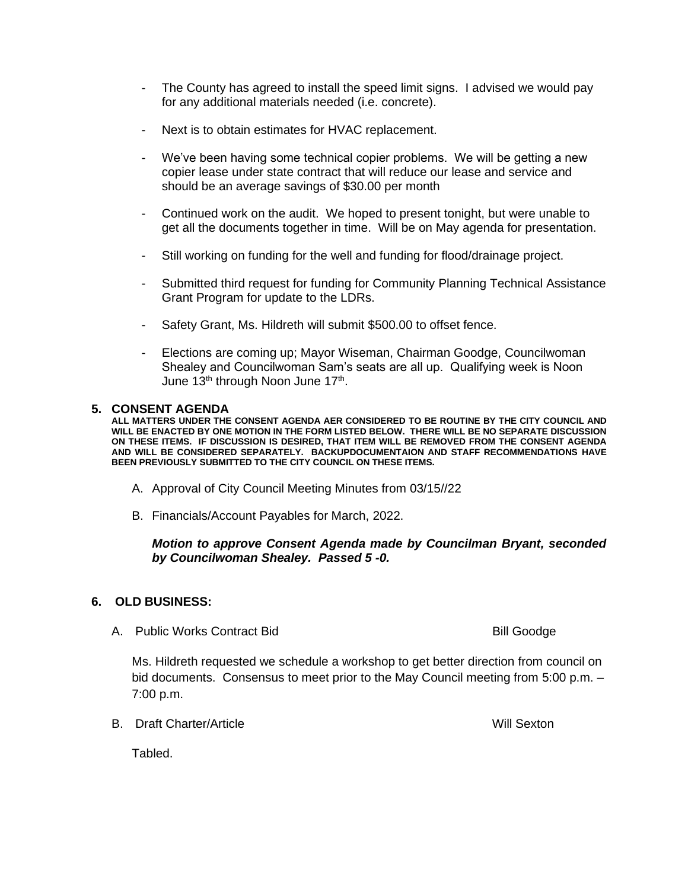- The County has agreed to install the speed limit signs. I advised we would pay for any additional materials needed (i.e. concrete).

- Next is to obtain estimates for HVAC replacement.

- We've been having some technical copier problems. We will be getting a new copier lease under state contract that will reduce our lease and service and should be an average savings of $30.00 per month

- Continued work on the audit. We hoped to present tonight, but were unable to get all the documents together in time. Will be on May agenda for presentation.

- Still working on funding for the well and funding for flood/drainage project.

- Submitted third request for funding for Community Planning Technical Assistance Grant Program for update to the LDRs.

- Safety Grant, Ms. Hildreth will submit $500.00 to offset fence.

- Elections are coming up; Mayor Wiseman, Chairman Goodge, Councilwoman Shealey and Councilwoman Sam's seats are all up. Qualifying week is Noon June 13th through Noon June 17th.

## 5. CONSENT AGENDA

**ALL MATTERS UNDER THE CONSENT AGENDA AER CONSIDERED TO BE ROUTINE BY THE CITY COUNCIL AND WILL BE ENACTED BY ONE MOTION IN THE FORM LISTED BELOW. THERE WILL BE NO SEPARATE DISCUSSION ON THESE ITEMS. IF DISCUSSION IS DESIRED, THAT ITEM WILL BE REMOVED FROM THE CONSENT AGENDA AND WILL BE CONSIDERED SEPARATELY. BACKUPDOCUMENTAION AND STAFF RECOMMENDATIONS HAVE BEEN PREVIOUSLY SUBMITTED TO THE CITY COUNCIL ON THESE ITEMS.**

A. Approval of City Council Meeting Minutes from 03/15//22

B. Financials/Account Payables for March, 2022.

***Motion to approve Consent Agenda made by Councilman Bryant, seconded by Councilwoman Shealey. Passed 5 -0.***

## 6. OLD BUSINESS:

A. Public Works Contract Bid — Bill Goodge

Ms. Hildreth requested we schedule a workshop to get better direction from council on bid documents. Consensus to meet prior to the May Council meeting from 5:00 p.m. – 7:00 p.m.

B. Draft Charter/Article — Will Sexton

Tabled.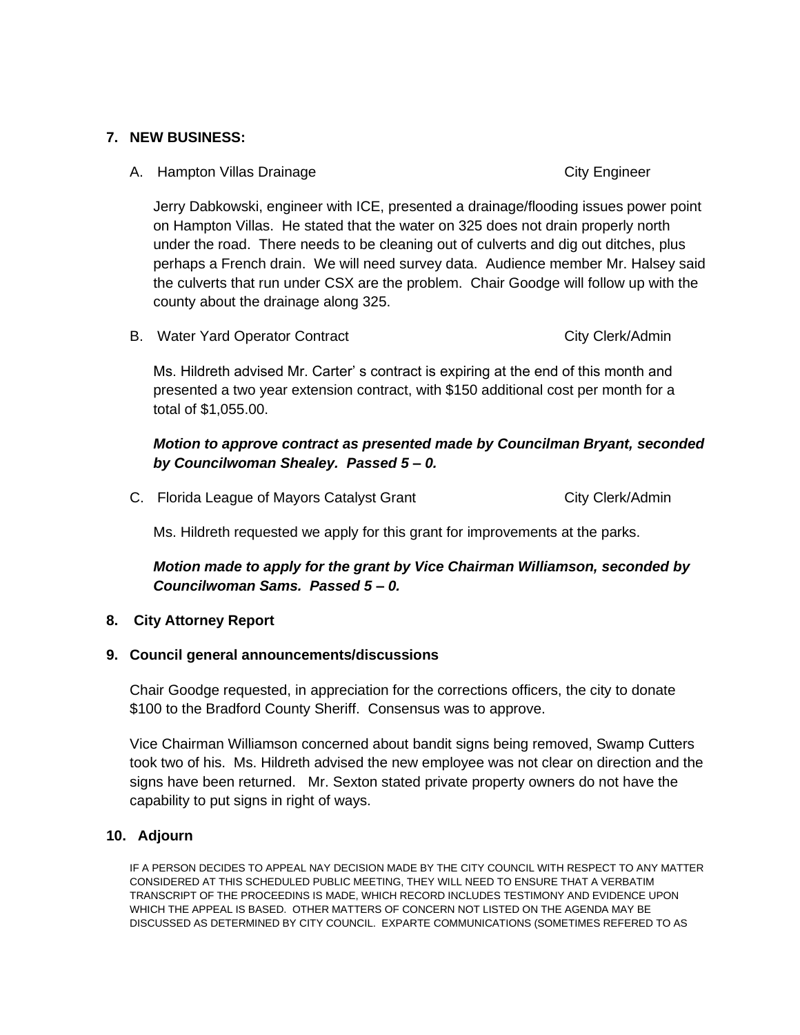**7. NEW BUSINESS:**

A. Hampton Villas Drainage City Engineer

Jerry Dabkowski, engineer with ICE, presented a drainage/flooding issues power point on Hampton Villas. He stated that the water on 325 does not drain properly north under the road. There needs to be cleaning out of culverts and dig out ditches, plus perhaps a French drain. We will need survey data. Audience member Mr. Halsey said the culverts that run under CSX are the problem. Chair Goodge will follow up with the county about the drainage along 325.

B. Water Yard Operator Contract City Clerk/Admin

Ms. Hildreth advised Mr. Carter' s contract is expiring at the end of this month and presented a two year extension contract, with $150 additional cost per month for a total of $1,055.00.

***Motion to approve contract as presented made by Councilman Bryant, seconded by Councilwoman Shealey. Passed 5 – 0.***

C. Florida League of Mayors Catalyst Grant City Clerk/Admin

Ms. Hildreth requested we apply for this grant for improvements at the parks.

***Motion made to apply for the grant by Vice Chairman Williamson, seconded by Councilwoman Sams. Passed 5 – 0.***

**8. City Attorney Report**

**9. Council general announcements/discussions**

Chair Goodge requested, in appreciation for the corrections officers, the city to donate $100 to the Bradford County Sheriff. Consensus was to approve.

Vice Chairman Williamson concerned about bandit signs being removed, Swamp Cutters took two of his. Ms. Hildreth advised the new employee was not clear on direction and the signs have been returned. Mr. Sexton stated private property owners do not have the capability to put signs in right of ways.

**10. Adjourn**

IF A PERSON DECIDES TO APPEAL NAY DECISION MADE BY THE CITY COUNCIL WITH RESPECT TO ANY MATTER CONSIDERED AT THIS SCHEDULED PUBLIC MEETING, THEY WILL NEED TO ENSURE THAT A VERBATIM TRANSCRIPT OF THE PROCEEDINS IS MADE, WHICH RECORD INCLUDES TESTIMONY AND EVIDENCE UPON WHICH THE APPEAL IS BASED. OTHER MATTERS OF CONCERN NOT LISTED ON THE AGENDA MAY BE DISCUSSED AS DETERMINED BY CITY COUNCIL. EXPARTE COMMUNICATIONS (SOMETIMES REFERED TO AS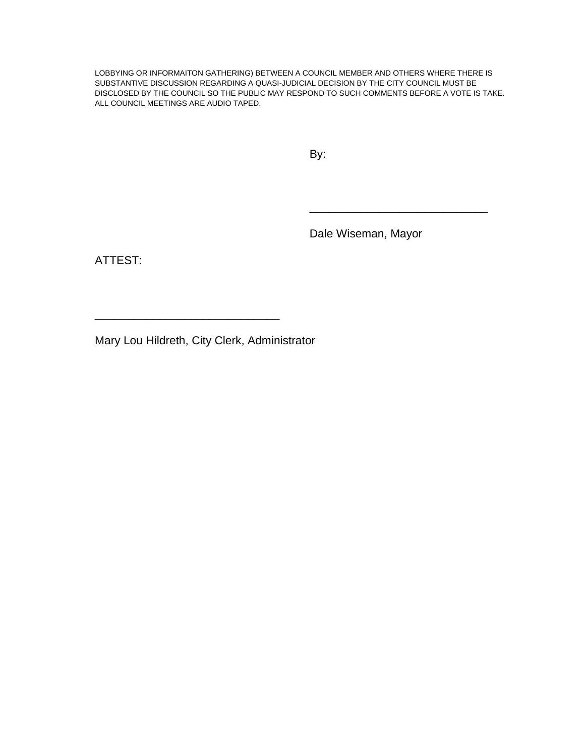LOBBYING OR INFORMAITON GATHERING) BETWEEN A COUNCIL MEMBER AND OTHERS WHERE THERE IS SUBSTANTIVE DISCUSSION REGARDING A QUASI-JUDICIAL DECISION BY THE CITY COUNCIL MUST BE DISCLOSED BY THE COUNCIL SO THE PUBLIC MAY RESPOND TO SUCH COMMENTS BEFORE A VOTE IS TAKE. ALL COUNCIL MEETINGS ARE AUDIO TAPED.

By:

______________________________

Dale Wiseman, Mayor

ATTEST:

______________________________

Mary Lou Hildreth, City Clerk, Administrator